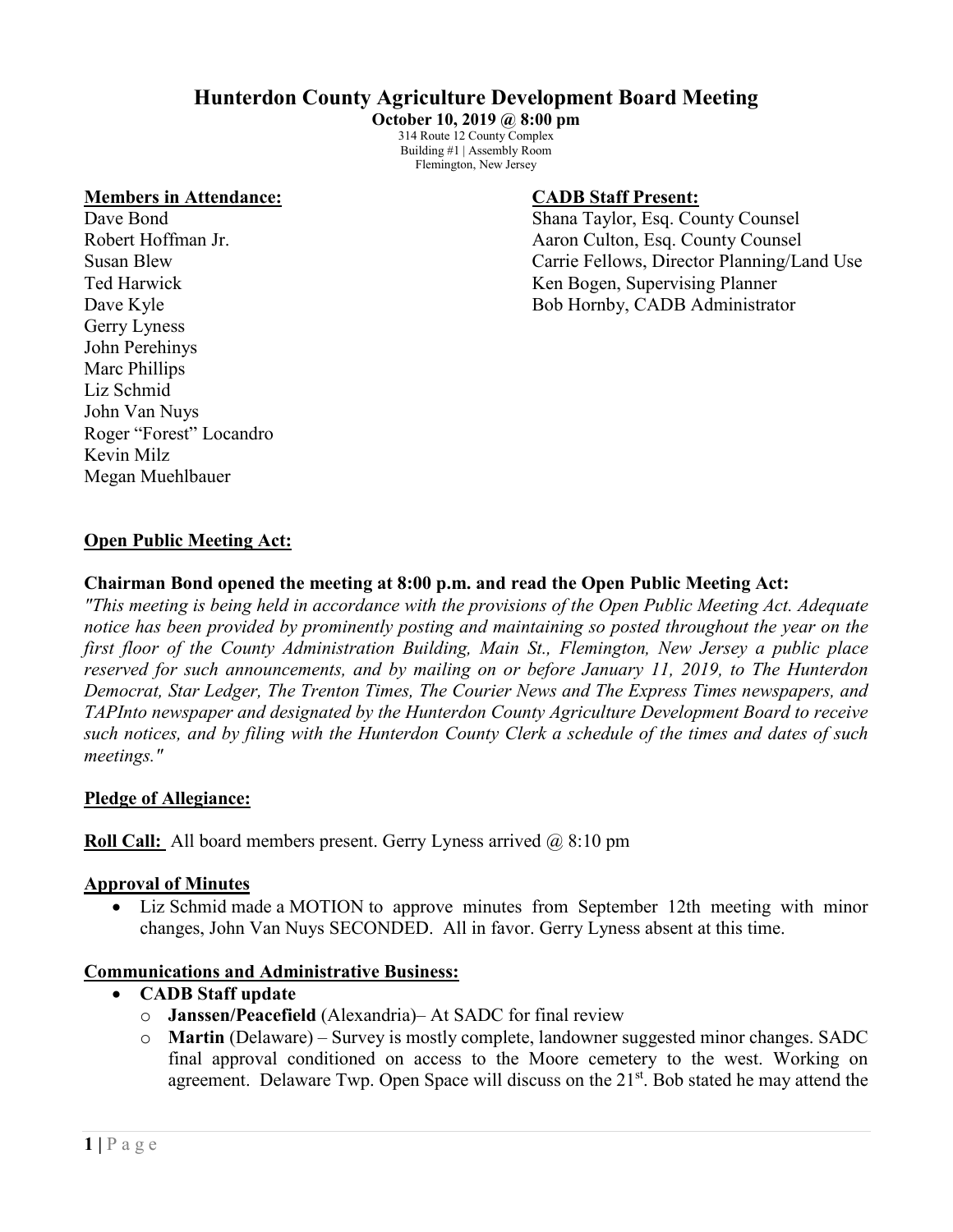# Hunterdon County Agriculture Development Board Meeting

**October 10, 2019 @ 8:00 pm**

314 Route 12 County Complex
Building #1 | Assembly Room
Flemington, New Jersey

**Members in Attendance:**

Dave Bond
Robert Hoffman Jr.
Susan Blew
Ted Harwick
Dave Kyle
Gerry Lyness
John Perehinys
Marc Phillips
Liz Schmid
John Van Nuys
Roger "Forest" Locandro
Kevin Milz
Megan Muehlbauer

**CADB Staff Present:**

Shana Taylor, Esq. County Counsel
Aaron Culton, Esq. County Counsel
Carrie Fellows, Director Planning/Land Use
Ken Bogen, Supervising Planner
Bob Hornby, CADB Administrator

## Open Public Meeting Act:

**Chairman Bond opened the meeting at 8:00 p.m. and read the Open Public Meeting Act:**

*"This meeting is being held in accordance with the provisions of the Open Public Meeting Act. Adequate notice has been provided by prominently posting and maintaining so posted throughout the year on the first floor of the County Administration Building, Main St., Flemington, New Jersey a public place reserved for such announcements, and by mailing on or before January 11, 2019, to The Hunterdon Democrat, Star Ledger, The Trenton Times, The Courier News and The Express Times newspapers, and TAPInto newspaper and designated by the Hunterdon County Agriculture Development Board to receive such notices, and by filing with the Hunterdon County Clerk a schedule of the times and dates of such meetings."*

## Pledge of Allegiance:

**Roll Call:** All board members present. Gerry Lyness arrived @ 8:10 pm

## Approval of Minutes

- Liz Schmid made a MOTION to approve minutes from September 12th meeting with minor changes, John Van Nuys SECONDED. All in favor. Gerry Lyness absent at this time.

## Communications and Administrative Business:

- **CADB Staff update**
  - **Janssen/Peacefield** (Alexandria)– At SADC for final review
  - **Martin** (Delaware) – Survey is mostly complete, landowner suggested minor changes. SADC final approval conditioned on access to the Moore cemetery to the west. Working on agreement. Delaware Twp. Open Space will discuss on the 21st. Bob stated he may attend the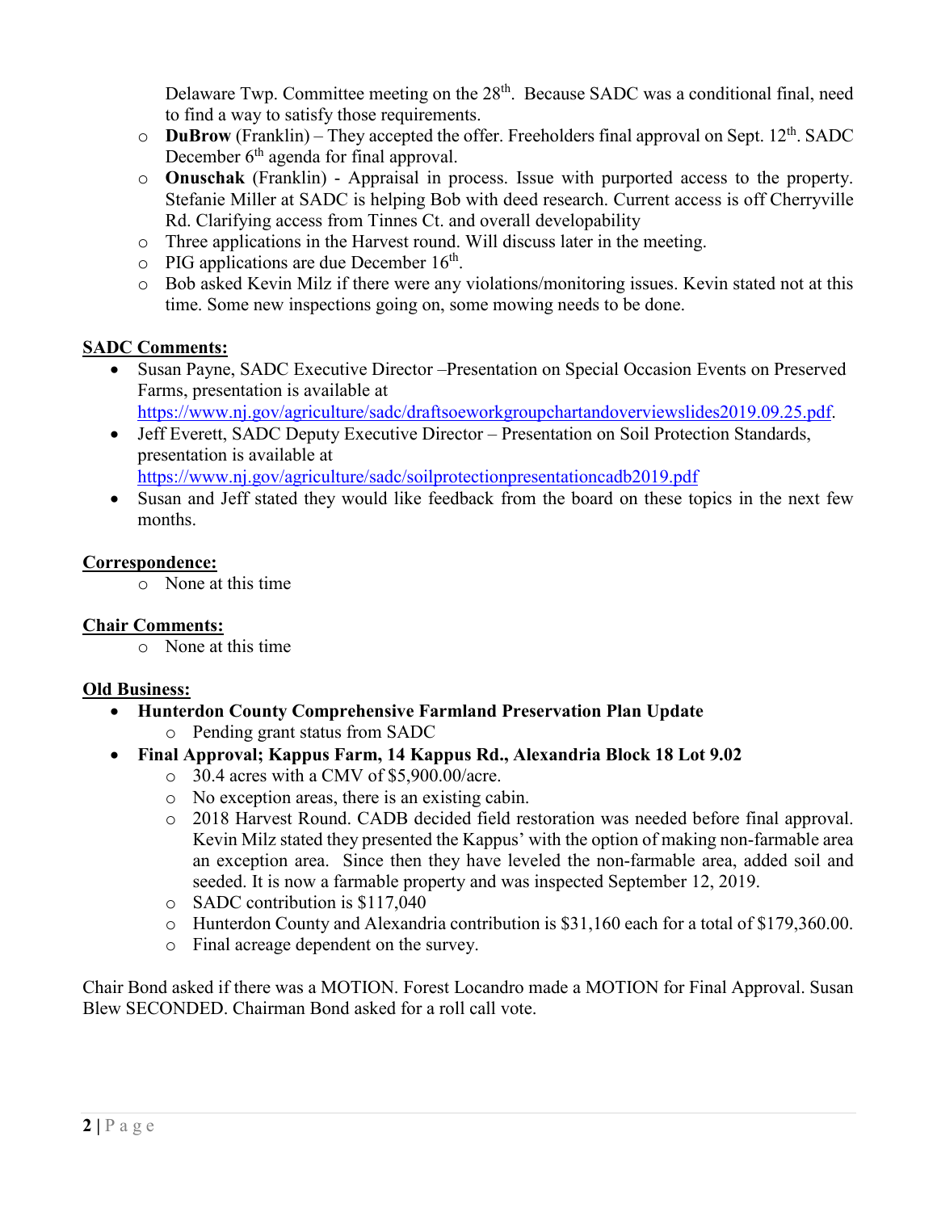Delaware Twp. Committee meeting on the 28th. Because SADC was a conditional final, need to find a way to satisfy those requirements.

- **DuBrow** (Franklin) – They accepted the offer. Freeholders final approval on Sept. 12th. SADC December 6th agenda for final approval.
- **Onuschak** (Franklin) - Appraisal in process. Issue with purported access to the property. Stefanie Miller at SADC is helping Bob with deed research. Current access is off Cherryville Rd. Clarifying access from Tinnes Ct. and overall developability
- Three applications in the Harvest round. Will discuss later in the meeting.
- PIG applications are due December 16th.
- Bob asked Kevin Milz if there were any violations/monitoring issues. Kevin stated not at this time. Some new inspections going on, some mowing needs to be done.

**SADC Comments:**

- Susan Payne, SADC Executive Director –Presentation on Special Occasion Events on Preserved Farms, presentation is available at https://www.nj.gov/agriculture/sadc/draftsoeworkgroupchartandoverviewslides2019.09.25.pdf.
- Jeff Everett, SADC Deputy Executive Director – Presentation on Soil Protection Standards, presentation is available at https://www.nj.gov/agriculture/sadc/soilprotectionpresentationcadb2019.pdf
- Susan and Jeff stated they would like feedback from the board on these topics in the next few months.

**Correspondence:**

- None at this time

**Chair Comments:**

- None at this time

**Old Business:**

- **Hunterdon County Comprehensive Farmland Preservation Plan Update**
  - Pending grant status from SADC
- **Final Approval; Kappus Farm, 14 Kappus Rd., Alexandria Block 18 Lot 9.02**
  - 30.4 acres with a CMV of $5,900.00/acre.
  - No exception areas, there is an existing cabin.
  - 2018 Harvest Round. CADB decided field restoration was needed before final approval. Kevin Milz stated they presented the Kappus' with the option of making non-farmable area an exception area. Since then they have leveled the non-farmable area, added soil and seeded. It is now a farmable property and was inspected September 12, 2019.
  - SADC contribution is $117,040
  - Hunterdon County and Alexandria contribution is $31,160 each for a total of $179,360.00.
  - Final acreage dependent on the survey.

Chair Bond asked if there was a MOTION. Forest Locandro made a MOTION for Final Approval. Susan Blew SECONDED. Chairman Bond asked for a roll call vote.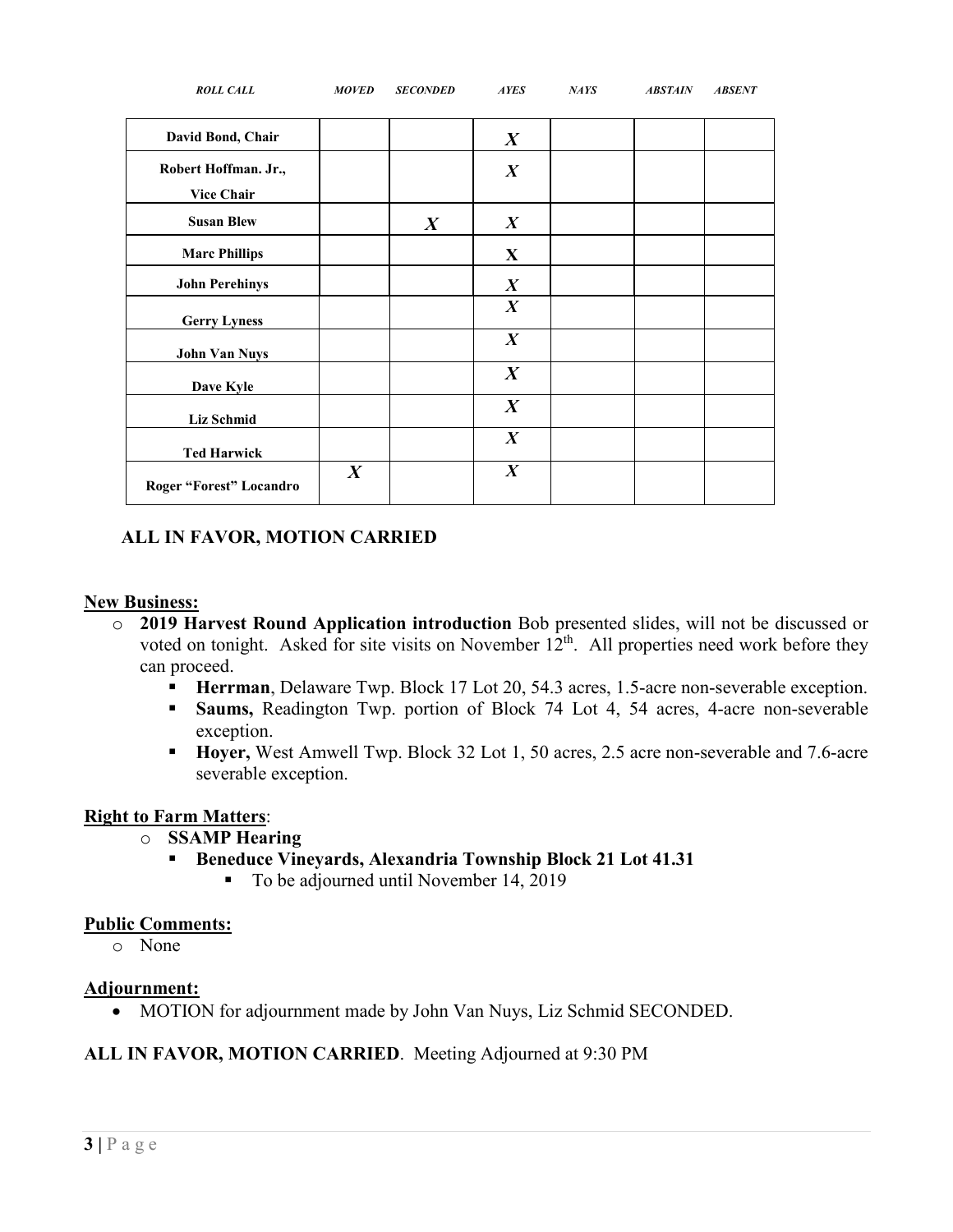| ROLL CALL | MOVED | SECONDED | AYES | NAYS | ABSTAIN | ABSENT |
|---|---|---|---|---|---|---|
| David Bond, Chair | | | X | | | |
| Robert Hoffman. Jr., Vice Chair | | | X | | | |
| Susan Blew | | X | X | | | |
| Marc Phillips | | | X | | | |
| John Perehinys | | | X | | | |
| Gerry Lyness | | | X | | | |
| John Van Nuys | | | X | | | |
| Dave Kyle | | | X | | | |
| Liz Schmid | | | X | | | |
| Ted Harwick | | | X | | | |
| Roger "Forest" Locandro | X | | X | | | |

**ALL IN FAVOR, MOTION CARRIED**

**New Business:**

- **2019 Harvest Round Application introduction** Bob presented slides, will not be discussed or voted on tonight. Asked for site visits on November 12th. All properties need work before they can proceed.
  - **Herrman**, Delaware Twp. Block 17 Lot 20, 54.3 acres, 1.5-acre non-severable exception.
  - **Saums,** Readington Twp. portion of Block 74 Lot 4, 54 acres, 4-acre non-severable exception.
  - **Hoyer,** West Amwell Twp. Block 32 Lot 1, 50 acres, 2.5 acre non-severable and 7.6-acre severable exception.

**Right to Farm Matters**:

- **SSAMP Hearing**
  - **Beneduce Vineyards, Alexandria Township Block 21 Lot 41.31**
    - To be adjourned until November 14, 2019

**Public Comments:**

- None

**Adjournment:**

- MOTION for adjournment made by John Van Nuys, Liz Schmid SECONDED.

**ALL IN FAVOR, MOTION CARRIED**. Meeting Adjourned at 9:30 PM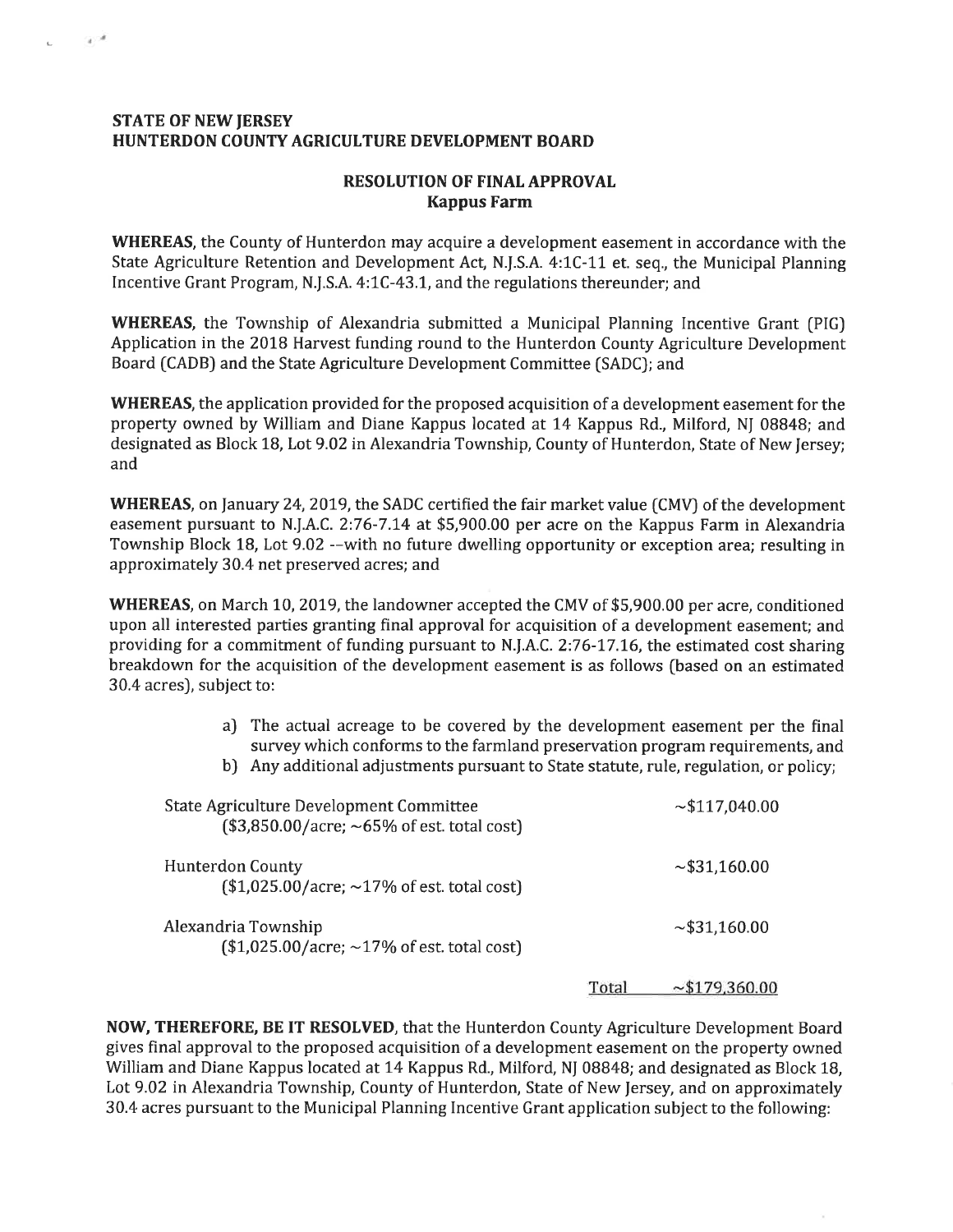**STATE OF NEW JERSEY**
**HUNTERDON COUNTY AGRICULTURE DEVELOPMENT BOARD**

## RESOLUTION OF FINAL APPROVAL
### Kappus Farm

**WHEREAS,** the County of Hunterdon may acquire a development easement in accordance with the State Agriculture Retention and Development Act, N.J.S.A. 4:1C-11 et. seq., the Municipal Planning Incentive Grant Program, N.J.S.A. 4:1C-43.1, and the regulations thereunder; and

**WHEREAS,** the Township of Alexandria submitted a Municipal Planning Incentive Grant (PIG) Application in the 2018 Harvest funding round to the Hunterdon County Agriculture Development Board (CADB) and the State Agriculture Development Committee (SADC); and

**WHEREAS,** the application provided for the proposed acquisition of a development easement for the property owned by William and Diane Kappus located at 14 Kappus Rd., Milford, NJ 08848; and designated as Block 18, Lot 9.02 in Alexandria Township, County of Hunterdon, State of New Jersey; and

**WHEREAS,** on January 24, 2019, the SADC certified the fair market value (CMV) of the development easement pursuant to N.J.A.C. 2:76-7.14 at $5,900.00 per acre on the Kappus Farm in Alexandria Township Block 18, Lot 9.02 --with no future dwelling opportunity or exception area; resulting in approximately 30.4 net preserved acres; and

**WHEREAS,** on March 10, 2019, the landowner accepted the CMV of $5,900.00 per acre, conditioned upon all interested parties granting final approval for acquisition of a development easement; and providing for a commitment of funding pursuant to N.J.A.C. 2:76-17.16, the estimated cost sharing breakdown for the acquisition of the development easement is as follows (based on an estimated 30.4 acres), subject to:

a) The actual acreage to be covered by the development easement per the final survey which conforms to the farmland preservation program requirements, and
b) Any additional adjustments pursuant to State statute, rule, regulation, or policy;

| | |
|---|---|
| State Agriculture Development Committee ($3,850.00/acre; ~65% of est. total cost) | ~$117,040.00 |
| Hunterdon County ($1,025.00/acre; ~17% of est. total cost) | ~$31,160.00 |
| Alexandria Township ($1,025.00/acre; ~17% of est. total cost) | ~$31,160.00 |
| Total | ~$179,360.00 |

**NOW, THEREFORE, BE IT RESOLVED,** that the Hunterdon County Agriculture Development Board gives final approval to the proposed acquisition of a development easement on the property owned William and Diane Kappus located at 14 Kappus Rd., Milford, NJ 08848; and designated as Block 18, Lot 9.02 in Alexandria Township, County of Hunterdon, State of New Jersey, and on approximately 30.4 acres pursuant to the Municipal Planning Incentive Grant application subject to the following: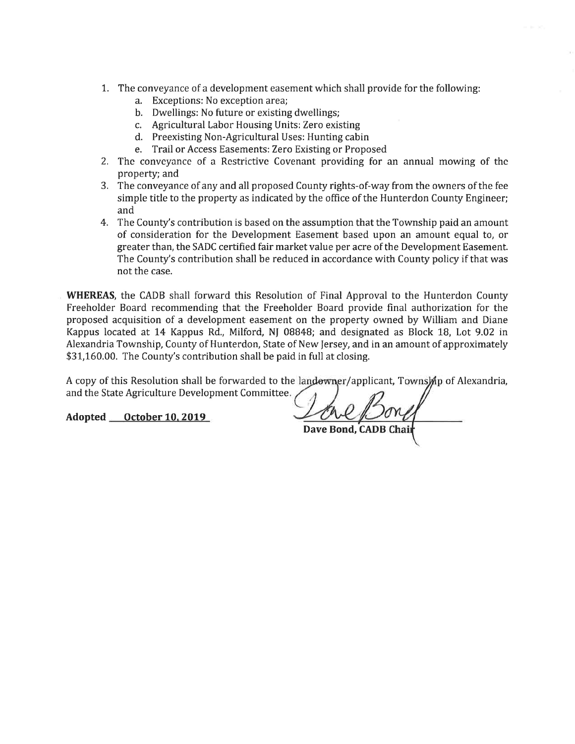1. The conveyance of a development easement which shall provide for the following:
    a. Exceptions: No exception area;
    b. Dwellings: No future or existing dwellings;
    c. Agricultural Labor Housing Units: Zero existing
    d. Preexisting Non-Agricultural Uses: Hunting cabin
    e. Trail or Access Easements: Zero Existing or Proposed
2. The conveyance of a Restrictive Covenant providing for an annual mowing of the property; and
3. The conveyance of any and all proposed County rights-of-way from the owners of the fee simple title to the property as indicated by the office of the Hunterdon County Engineer; and
4. The County's contribution is based on the assumption that the Township paid an amount of consideration for the Development Easement based upon an amount equal to, or greater than, the SADC certified fair market value per acre of the Development Easement. The County's contribution shall be reduced in accordance with County policy if that was not the case.

**WHEREAS**, the CADB shall forward this Resolution of Final Approval to the Hunterdon County Freeholder Board recommending that the Freeholder Board provide final authorization for the proposed acquisition of a development easement on the property owned by William and Diane Kappus located at 14 Kappus Rd., Milford, NJ 08848; and designated as Block 18, Lot 9.02 in Alexandria Township, County of Hunterdon, State of New Jersey, and in an amount of approximately $31,160.00. The County's contribution shall be paid in full at closing.

A copy of this Resolution shall be forwarded to the landowner/applicant, Township of Alexandria, and the State Agriculture Development Committee.

**Adopted** October 10, 2019

**Dave Bond, CADB Chair**